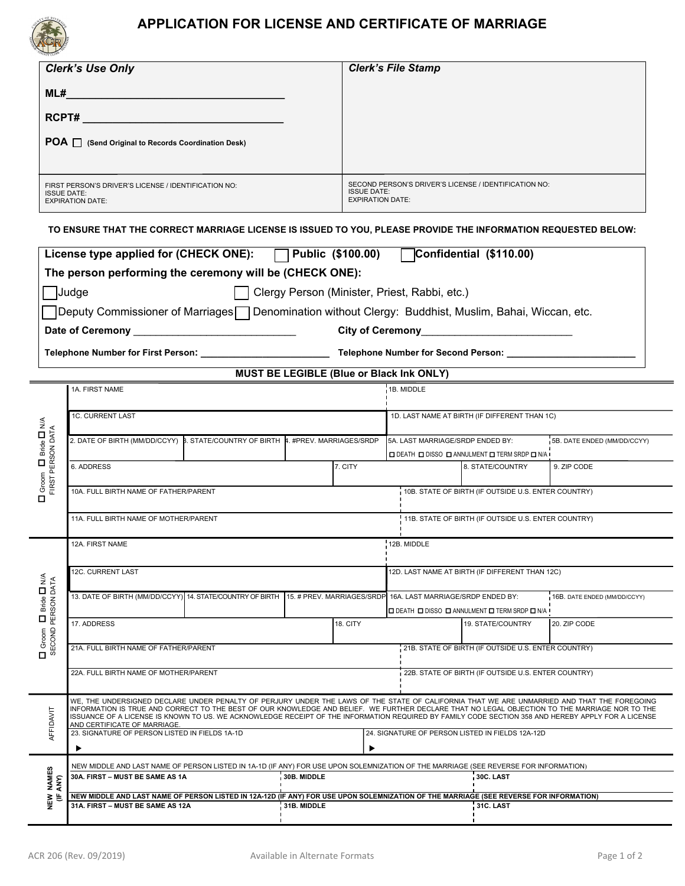# APPLICATION FOR LICENSE AND CERTIFICATE OF MARRIAGE

| ***Clerk's Use Only*** | ***Clerk's File Stamp*** |
|---|---|
| **ML#**___________________________________ | |
| **RCPT#** ________________________________ | |
| **POA** ☐ **(Send Original to Records Coordination Desk)** | |
| FIRST PERSON'S DRIVER'S LICENSE / IDENTIFICATION NO:<br>ISSUE DATE:<br>EXPIRATION DATE: | SECOND PERSON'S DRIVER'S LICENSE / IDENTIFICATION NO:<br>ISSUE DATE:<br>EXPIRATION DATE: |

**TO ENSURE THAT THE CORRECT MARRIAGE LICENSE IS ISSUED TO YOU, PLEASE PROVIDE THE INFORMATION REQUESTED BELOW:**

**License type applied for (CHECK ONE):** ☐ **Public ($100.00)** ☐ **Confidential ($110.00)**

**The person performing the ceremony will be (CHECK ONE):**

☐ Judge ☐ Clergy Person (Minister, Priest, Rabbi, etc.)

☐ Deputy Commissioner of Marriages ☐ Denomination without Clergy: Buddhist, Muslim, Bahai, Wiccan, etc.

**Date of Ceremony** ____________________________ **City of Ceremony**__________________________

**Telephone Number for First Person:** _______________________ **Telephone Number for Second Person:** _______________________

**MUST BE LEGIBLE (Blue or Black Ink ONLY)**

**☐ Groom ☐ Bride ☐ N/A — FIRST PERSON DATA**

| | | | | |
|---|---|---|---|---|
| 1A. FIRST NAME | | | 1B. MIDDLE | |
| 1C. CURRENT LAST | | | 1D. LAST NAME AT BIRTH (IF DIFFERENT THAN 1C) | |
| 2. DATE OF BIRTH (MM/DD/CCYY) | 3. STATE/COUNTRY OF BIRTH | 4. #PREV. MARRIAGES/SRDP | 5A. LAST MARRIAGE/SRDP ENDED BY: ☐ DEATH ☐ DISSO ☐ ANNULMENT ☐ TERM SRDP ☐ N/A | 5B. DATE ENDED (MM/DD/CCYY) |
| 6. ADDRESS | | 7. CITY | 8. STATE/COUNTRY | 9. ZIP CODE |
| 10A. FULL BIRTH NAME OF FATHER/PARENT | | | 10B. STATE OF BIRTH (IF OUTSIDE U.S. ENTER COUNTRY) | |
| 11A. FULL BIRTH NAME OF MOTHER/PARENT | | | 11B. STATE OF BIRTH (IF OUTSIDE U.S. ENTER COUNTRY) | |

**☐ Groom ☐ Bride ☐ N/A — SECOND PERSON DATA**

| | | | | |
|---|---|---|---|---|
| 12A. FIRST NAME | | | 12B. MIDDLE | |
| 12C. CURRENT LAST | | | 12D. LAST NAME AT BIRTH (IF DIFFERENT THAN 12C) | |
| 13. DATE OF BIRTH (MM/DD/CCYY) | 14. STATE/COUNTRY OF BIRTH | 15. # PREV. MARRIAGES/SRDP | 16A. LAST MARRIAGE/SRDP ENDED BY: ☐ DEATH ☐ DISSO ☐ ANNULMENT ☐ TERM SRDP ☐ N/A | 16B. DATE ENDED (MM/DD/CCYY) |
| 17. ADDRESS | | 18. CITY | 19. STATE/COUNTRY | 20. ZIP CODE |
| 21A. FULL BIRTH NAME OF FATHER/PARENT | | | 21B. STATE OF BIRTH (IF OUTSIDE U.S. ENTER COUNTRY) | |
| 22A. FULL BIRTH NAME OF MOTHER/PARENT | | | 22B. STATE OF BIRTH (IF OUTSIDE U.S. ENTER COUNTRY) | |

**AFFIDAVIT**

WE, THE UNDERSIGNED DECLARE UNDER PENALTY OF PERJURY UNDER THE LAWS OF THE STATE OF CALIFORNIA THAT WE ARE UNMARRIED AND THAT THE FOREGOING INFORMATION IS TRUE AND CORRECT TO THE BEST OF OUR KNOWLEDGE AND BELIEF. WE FURTHER DECLARE THAT NO LEGAL OBJECTION TO THE MARRIAGE NOR TO THE ISSUANCE OF A LICENSE IS KNOWN TO US. WE ACKNOWLEDGE RECEIPT OF THE INFORMATION REQUIRED BY FAMILY CODE SECTION 358 AND HEREBY APPLY FOR A LICENSE AND CERTIFICATE OF MARRIAGE.

| 23. SIGNATURE OF PERSON LISTED IN FIELDS 1A-1D | 24. SIGNATURE OF PERSON LISTED IN FIELDS 12A-12D |
|---|---|
| ▶ | ▶ |

**NEW NAMES (IF ANY)**

NEW MIDDLE AND LAST NAME OF PERSON LISTED IN 1A-1D (IF ANY) FOR USE UPON SOLEMNIZATION OF THE MARRIAGE (SEE REVERSE FOR INFORMATION)

| 30A. FIRST – MUST BE SAME AS 1A | 30B. MIDDLE | 30C. LAST |
|---|---|---|
| | | |

**NEW MIDDLE AND LAST NAME OF PERSON LISTED IN 12A-12D (IF ANY) FOR USE UPON SOLEMNIZATION OF THE MARRIAGE (SEE REVERSE FOR INFORMATION)**

| 31A. FIRST – MUST BE SAME AS 12A | 31B. MIDDLE | 31C. LAST |
|---|---|---|
| | | |

ACR 206 (Rev. 09/2019) Available in Alternate Formats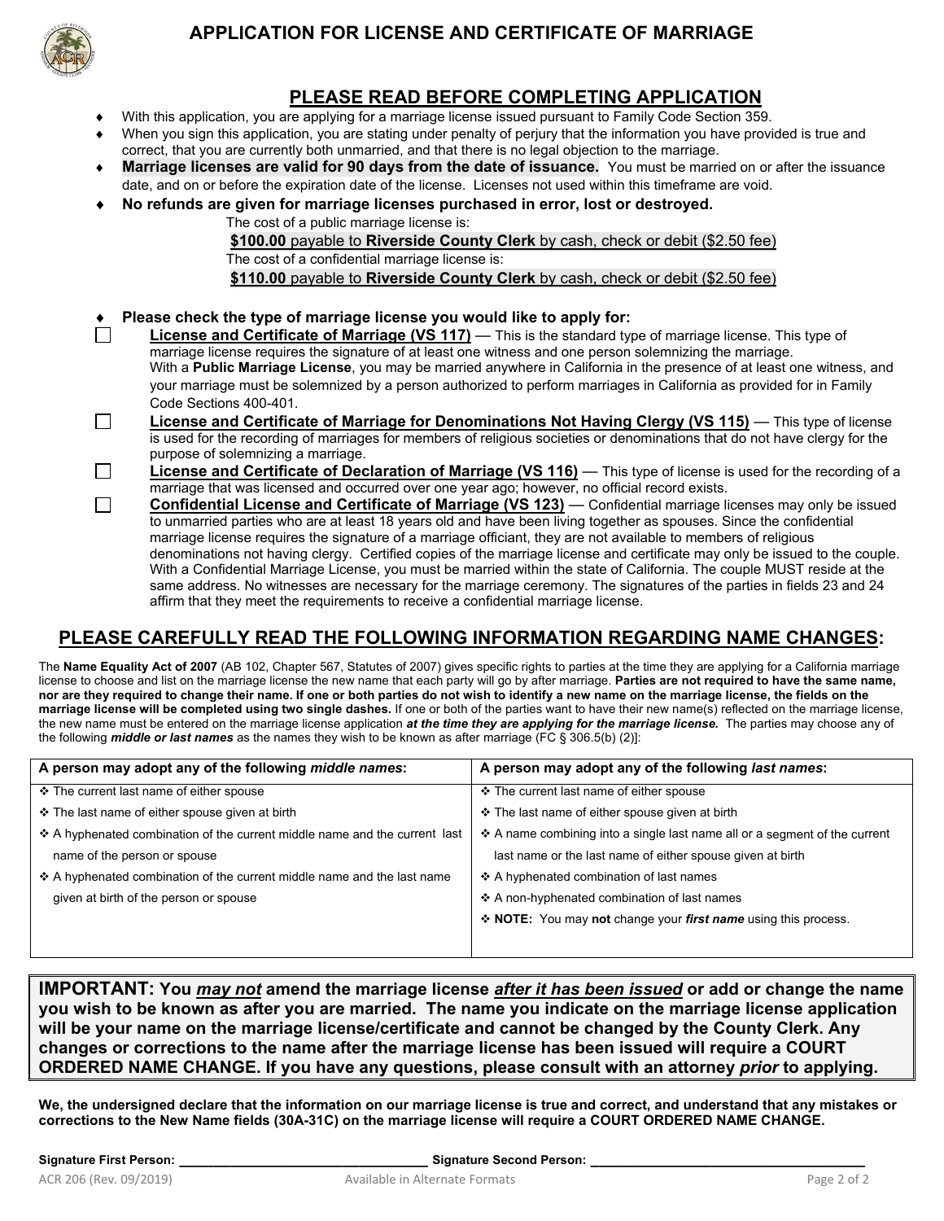# APPLICATION FOR LICENSE AND CERTIFICATE OF MARRIAGE

## PLEASE READ BEFORE COMPLETING APPLICATION

- With this application, you are applying for a marriage license issued pursuant to Family Code Section 359.
- When you sign this application, you are stating under penalty of perjury that the information you have provided is true and correct, that you are currently both unmarried, and that there is no legal objection to the marriage.
- **Marriage licenses are valid for 90 days from the date of issuance.** You must be married on or after the issuance date, and on or before the expiration date of the license. Licenses not used within this timeframe are void.
- **No refunds are given for marriage licenses purchased in error, lost or destroyed.**

  The cost of a public marriage license is:

  **$100.00** payable to **Riverside County Clerk** by cash, check or debit ($2.50 fee)

  The cost of a confidential marriage license is:

  **$110.00** payable to **Riverside County Clerk** by cash, check or debit ($2.50 fee)

- **Please check the type of marriage license you would like to apply for:**

☐ **License and Certificate of Marriage (VS 117)** — This is the standard type of marriage license. This type of marriage license requires the signature of at least one witness and one person solemnizing the marriage. With a **Public Marriage License**, you may be married anywhere in California in the presence of at least one witness, and your marriage must be solemnized by a person authorized to perform marriages in California as provided for in Family Code Sections 400-401.

☐ **License and Certificate of Marriage for Denominations Not Having Clergy (VS 115)** — This type of license is used for the recording of marriages for members of religious societies or denominations that do not have clergy for the purpose of solemnizing a marriage.

☐ **License and Certificate of Declaration of Marriage (VS 116)** — This type of license is used for the recording of a marriage that was licensed and occurred over one year ago; however, no official record exists.

☐ **Confidential License and Certificate of Marriage (VS 123)** — Confidential marriage licenses may only be issued to unmarried parties who are at least 18 years old and have been living together as spouses. Since the confidential marriage license requires the signature of a marriage officiant, they are not available to members of religious denominations not having clergy. Certified copies of the marriage license and certificate may only be issued to the couple. With a Confidential Marriage License, you must be married within the state of California. The couple MUST reside at the same address. No witnesses are necessary for the marriage ceremony. The signatures of the parties in fields 23 and 24 affirm that they meet the requirements to receive a confidential marriage license.

## PLEASE CAREFULLY READ THE FOLLOWING INFORMATION REGARDING NAME CHANGES:

The **Name Equality Act of 2007** (AB 102, Chapter 567, Statutes of 2007) gives specific rights to parties at the time they are applying for a California marriage license to choose and list on the marriage license the new name that each party will go by after marriage. **Parties are not required to have the same name, nor are they required to change their name. If one or both parties do not wish to identify a new name on the marriage license, the fields on the marriage license will be completed using two single dashes.** If one or both of the parties want to have their new name(s) reflected on the marriage license, the new name must be entered on the marriage license application ***at the time they are applying for the marriage license.*** The parties may choose any of the following ***middle or last names*** as the names they wish to be known as after marriage (FC § 306.5(b) (2)]:

| A person may adopt any of the following *middle names*: | A person may adopt any of the following *last names*: |
|---|---|
| ❖ The current last name of either spouse | ❖ The current last name of either spouse |
| ❖ The last name of either spouse given at birth | ❖ The last name of either spouse given at birth |
| ❖ A hyphenated combination of the current middle name and the current last name of the person or spouse | ❖ A name combining into a single last name all or a segment of the current last name or the last name of either spouse given at birth |
| ❖ A hyphenated combination of the current middle name and the last name given at birth of the person or spouse | ❖ A hyphenated combination of last names |
| | ❖ A non-hyphenated combination of last names |
| | ❖ **NOTE:** You may **not** change your ***first name*** using this process. |

**IMPORTANT: You *may not* amend the marriage license *after it has been issued* or add or change the name you wish to be known as after you are married. The name you indicate on the marriage license application will be your name on the marriage license/certificate and cannot be changed by the County Clerk. Any changes or corrections to the name after the marriage license has been issued will require a COURT ORDERED NAME CHANGE. If you have any questions, please consult with an attorney *prior* to applying.**

**We, the undersigned declare that the information on our marriage license is true and correct, and understand that any mistakes or corrections to the New Name fields (30A-31C) on the marriage license will require a COURT ORDERED NAME CHANGE.**

**Signature First Person:** ______________________ **Signature Second Person:** ______________________

ACR 206 (Rev. 09/2019) Available in Alternate Formats